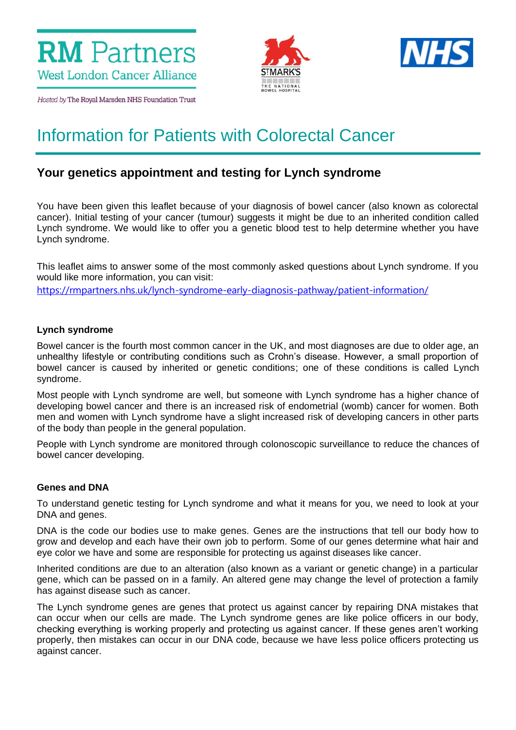RM Partners
West London Cancer Alliance

*Hosted by* The Royal Marsden NHS Foundation Trust

# Information for Patients with Colorectal Cancer

## Your genetics appointment and testing for Lynch syndrome

You have been given this leaflet because of your diagnosis of bowel cancer (also known as colorectal cancer). Initial testing of your cancer (tumour) suggests it might be due to an inherited condition called Lynch syndrome. We would like to offer you a genetic blood test to help determine whether you have Lynch syndrome.

This leaflet aims to answer some of the most commonly asked questions about Lynch syndrome. If you would like more information, you can visit:
https://rmpartners.nhs.uk/lynch-syndrome-early-diagnosis-pathway/patient-information/

### Lynch syndrome

Bowel cancer is the fourth most common cancer in the UK, and most diagnoses are due to older age, an unhealthy lifestyle or contributing conditions such as Crohn's disease. However, a small proportion of bowel cancer is caused by inherited or genetic conditions; one of these conditions is called Lynch syndrome.

Most people with Lynch syndrome are well, but someone with Lynch syndrome has a higher chance of developing bowel cancer and there is an increased risk of endometrial (womb) cancer for women. Both men and women with Lynch syndrome have a slight increased risk of developing cancers in other parts of the body than people in the general population.

People with Lynch syndrome are monitored through colonoscopic surveillance to reduce the chances of bowel cancer developing.

### Genes and DNA

To understand genetic testing for Lynch syndrome and what it means for you, we need to look at your DNA and genes.

DNA is the code our bodies use to make genes. Genes are the instructions that tell our body how to grow and develop and each have their own job to perform. Some of our genes determine what hair and eye color we have and some are responsible for protecting us against diseases like cancer.

Inherited conditions are due to an alteration (also known as a variant or genetic change) in a particular gene, which can be passed on in a family. An altered gene may change the level of protection a family has against disease such as cancer.

The Lynch syndrome genes are genes that protect us against cancer by repairing DNA mistakes that can occur when our cells are made. The Lynch syndrome genes are like police officers in our body, checking everything is working properly and protecting us against cancer. If these genes aren't working properly, then mistakes can occur in our DNA code, because we have less police officers protecting us against cancer.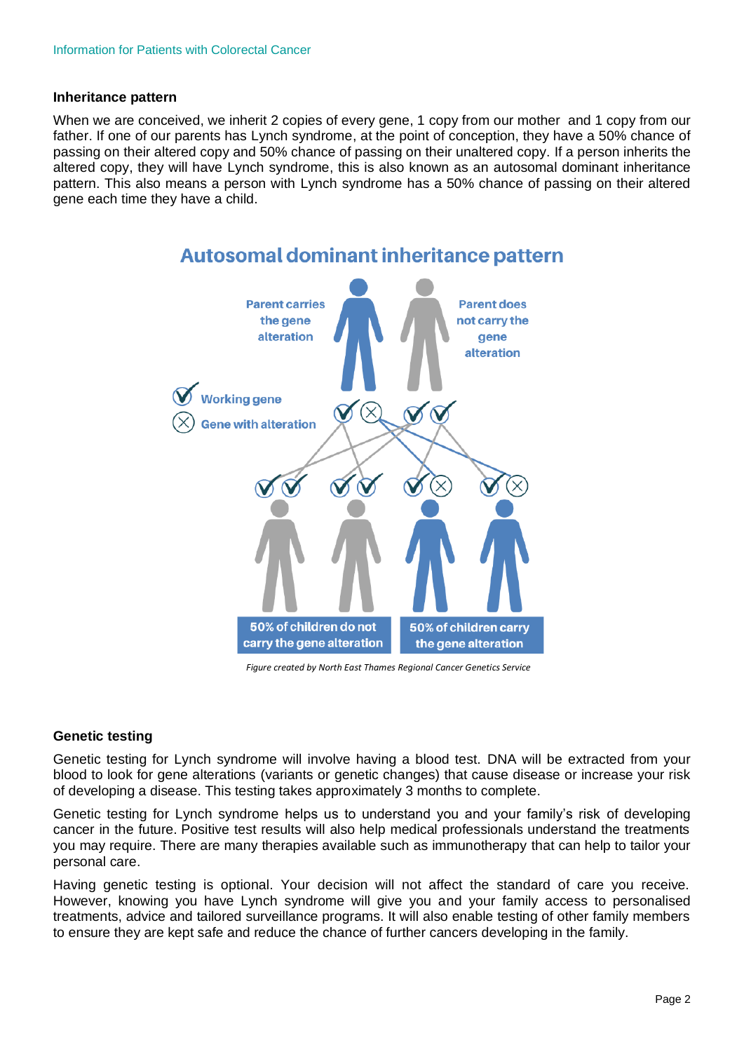#### Inheritance pattern

When we are conceived, we inherit 2 copies of every gene, 1 copy from our mother and 1 copy from our father. If one of our parents has Lynch syndrome, at the point of conception, they have a 50% chance of passing on their altered copy and 50% chance of passing on their unaltered copy. If a person inherits the altered copy, they will have Lynch syndrome, this is also known as an autosomal dominant inheritance pattern. This also means a person with Lynch syndrome has a 50% chance of passing on their altered gene each time they have a child.

**Autosomal dominant inheritance pattern**

Parent carries the gene alteration

Parent does not carry the gene alteration

Working gene

Gene with alteration

50% of children do not carry the gene alteration

50% of children carry the gene alteration

*Figure created by North East Thames Regional Cancer Genetics Service*

#### Genetic testing

Genetic testing for Lynch syndrome will involve having a blood test. DNA will be extracted from your blood to look for gene alterations (variants or genetic changes) that cause disease or increase your risk of developing a disease. This testing takes approximately 3 months to complete.

Genetic testing for Lynch syndrome helps us to understand you and your family's risk of developing cancer in the future. Positive test results will also help medical professionals understand the treatments you may require. There are many therapies available such as immunotherapy that can help to tailor your personal care.

Having genetic testing is optional. Your decision will not affect the standard of care you receive. However, knowing you have Lynch syndrome will give you and your family access to personalised treatments, advice and tailored surveillance programs. It will also enable testing of other family members to ensure they are kept safe and reduce the chance of further cancers developing in the family.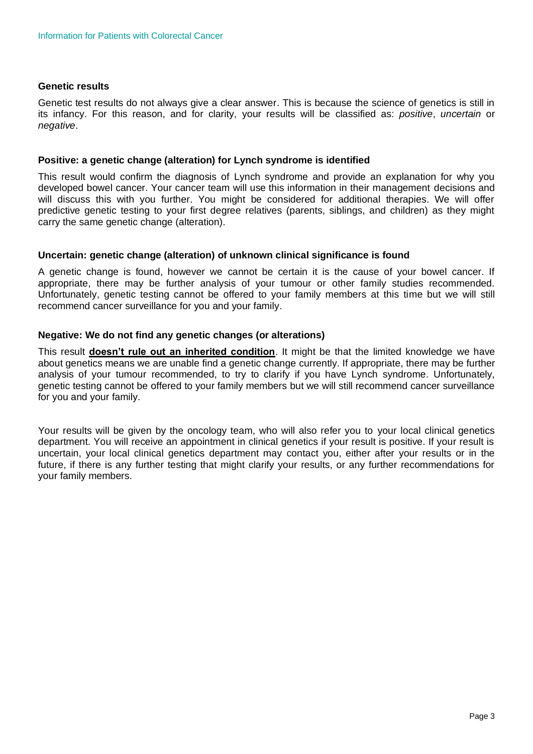### Genetic results

Genetic test results do not always give a clear answer. This is because the science of genetics is still in its infancy. For this reason, and for clarity, your results will be classified as: *positive*, *uncertain* or *negative*.

### Positive: a genetic change (alteration) for Lynch syndrome is identified

This result would confirm the diagnosis of Lynch syndrome and provide an explanation for why you developed bowel cancer. Your cancer team will use this information in their management decisions and will discuss this with you further. You might be considered for additional therapies. We will offer predictive genetic testing to your first degree relatives (parents, siblings, and children) as they might carry the same genetic change (alteration).

### Uncertain: genetic change (alteration) of unknown clinical significance is found

A genetic change is found, however we cannot be certain it is the cause of your bowel cancer. If appropriate, there may be further analysis of your tumour or other family studies recommended. Unfortunately, genetic testing cannot be offered to your family members at this time but we will still recommend cancer surveillance for you and your family.

### Negative: We do not find any genetic changes (or alterations)

This result <u>**doesn't rule out an inherited condition**</u>. It might be that the limited knowledge we have about genetics means we are unable find a genetic change currently. If appropriate, there may be further analysis of your tumour recommended, to try to clarify if you have Lynch syndrome. Unfortunately, genetic testing cannot be offered to your family members but we will still recommend cancer surveillance for you and your family.

Your results will be given by the oncology team, who will also refer you to your local clinical genetics department. You will receive an appointment in clinical genetics if your result is positive. If your result is uncertain, your local clinical genetics department may contact you, either after your results or in the future, if there is any further testing that might clarify your results, or any further recommendations for your family members.